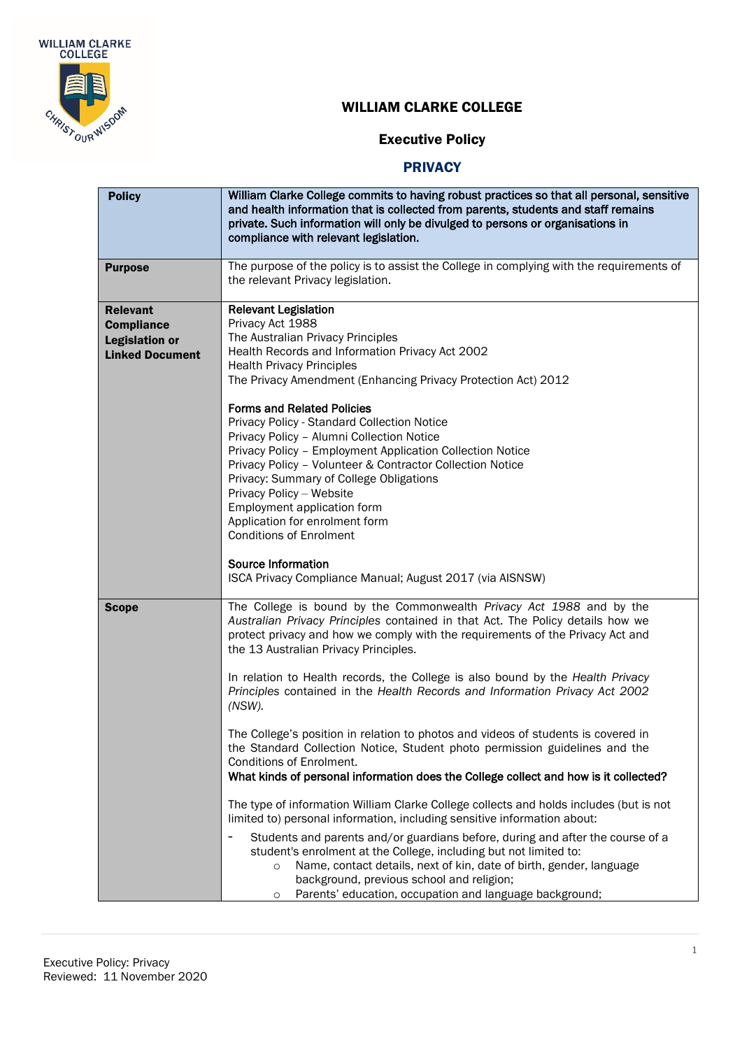# WILLIAM CLARKE COLLEGE

## Executive Policy

## PRIVACY

| | |
|---|---|
| **Policy** | **William Clarke College commits to having robust practices so that all personal, sensitive and health information that is collected from parents, students and staff remains private. Such information will only be divulged to persons or organisations in compliance with relevant legislation.** |
| **Purpose** | The purpose of the policy is to assist the College in complying with the requirements of the relevant Privacy legislation. |
| **Relevant Compliance Legislation or Linked Document** | **Relevant Legislation**<br>Privacy Act 1988<br>The Australian Privacy Principles<br>Health Records and Information Privacy Act 2002<br>Health Privacy Principles<br>The Privacy Amendment (Enhancing Privacy Protection Act) 2012<br><br>**Forms and Related Policies**<br>Privacy Policy - Standard Collection Notice<br>Privacy Policy – Alumni Collection Notice<br>Privacy Policy – Employment Application Collection Notice<br>Privacy Policy – Volunteer & Contractor Collection Notice<br>Privacy: Summary of College Obligations<br>Privacy Policy – Website<br>Employment application form<br>Application for enrolment form<br>Conditions of Enrolment<br><br>**Source Information**<br>ISCA Privacy Compliance Manual; August 2017 (via AISNSW) |
| **Scope** | The College is bound by the Commonwealth *Privacy Act 1988* and by the *Australian Privacy Principles* contained in that Act. The Policy details how we protect privacy and how we comply with the requirements of the Privacy Act and the 13 Australian Privacy Principles.<br><br>In relation to Health records, the College is also bound by the *Health Privacy Principles* contained in the *Health Records and Information Privacy Act 2002 (NSW).*<br><br>The College's position in relation to photos and videos of students is covered in the Standard Collection Notice, Student photo permission guidelines and the Conditions of Enrolment.<br>**What kinds of personal information does the College collect and how is it collected?**<br><br>The type of information William Clarke College collects and holds includes (but is not limited to) personal information, including sensitive information about:<br><br>- Students and parents and/or guardians before, during and after the course of a student's enrolment at the College, including but not limited to:<br>&nbsp;&nbsp;&nbsp;&nbsp;○ Name, contact details, next of kin, date of birth, gender, language background, previous school and religion;<br>&nbsp;&nbsp;&nbsp;&nbsp;○ Parents' education, occupation and language background; |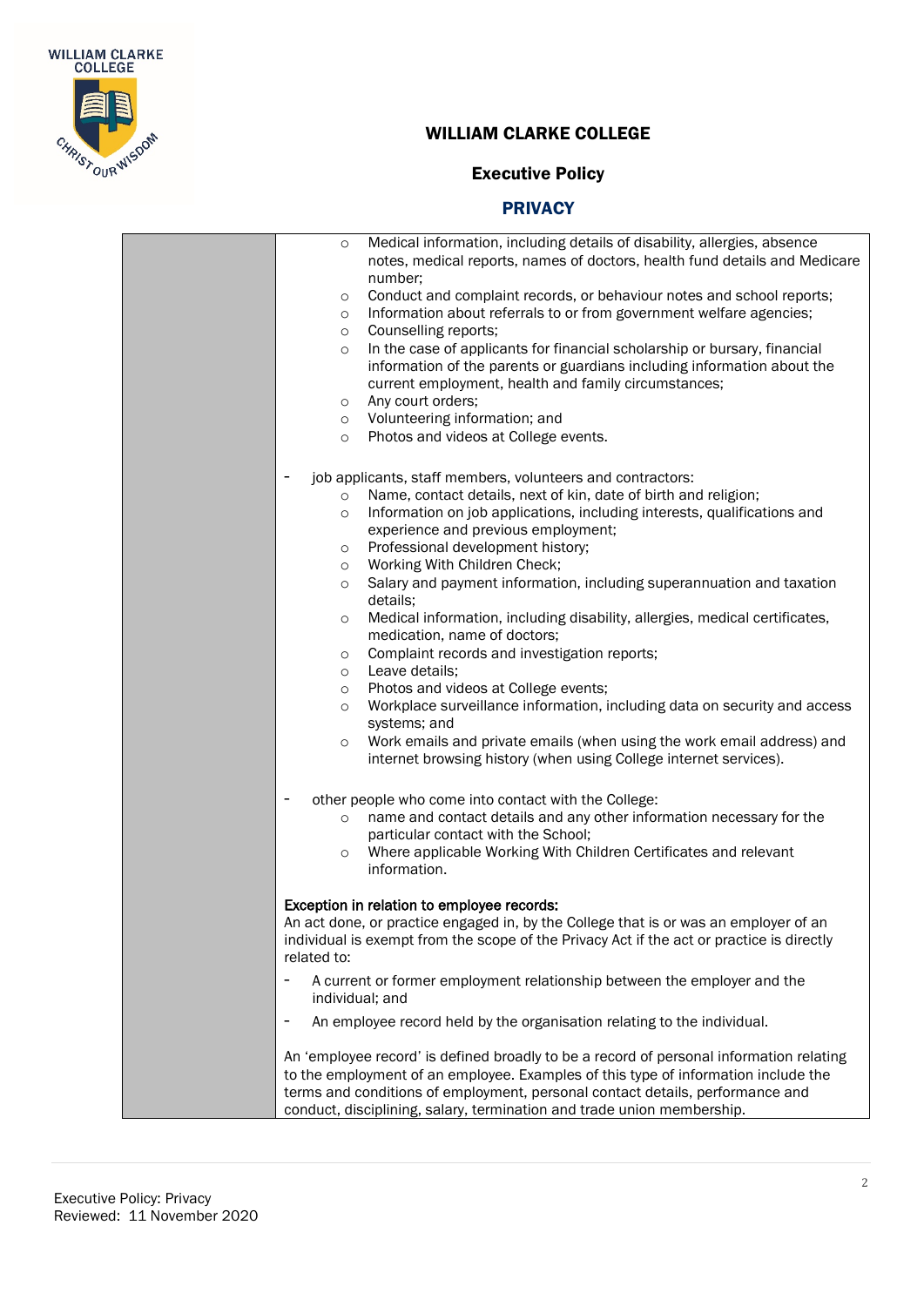# WILLIAM CLARKE COLLEGE

## Executive Policy

## PRIVACY

- Medical information, including details of disability, allergies, absence notes, medical reports, names of doctors, health fund details and Medicare number;
- Conduct and complaint records, or behaviour notes and school reports;
- Information about referrals to or from government welfare agencies;
- Counselling reports;
- In the case of applicants for financial scholarship or bursary, financial information of the parents or guardians including information about the current employment, health and family circumstances;
- Any court orders;
- Volunteering information; and
- Photos and videos at College events.

- job applicants, staff members, volunteers and contractors:
  - Name, contact details, next of kin, date of birth and religion;
  - Information on job applications, including interests, qualifications and experience and previous employment;
  - Professional development history;
  - Working With Children Check;
  - Salary and payment information, including superannuation and taxation details;
  - Medical information, including disability, allergies, medical certificates, medication, name of doctors;
  - Complaint records and investigation reports;
  - Leave details;
  - Photos and videos at College events;
  - Workplace surveillance information, including data on security and access systems; and
  - Work emails and private emails (when using the work email address) and internet browsing history (when using College internet services).

- other people who come into contact with the College:
  - name and contact details and any other information necessary for the particular contact with the School;
  - Where applicable Working With Children Certificates and relevant information.

**Exception in relation to employee records:**

An act done, or practice engaged in, by the College that is or was an employer of an individual is exempt from the scope of the Privacy Act if the act or practice is directly related to:

- A current or former employment relationship between the employer and the individual; and
- An employee record held by the organisation relating to the individual.

An 'employee record' is defined broadly to be a record of personal information relating to the employment of an employee. Examples of this type of information include the terms and conditions of employment, personal contact details, performance and conduct, disciplining, salary, termination and trade union membership.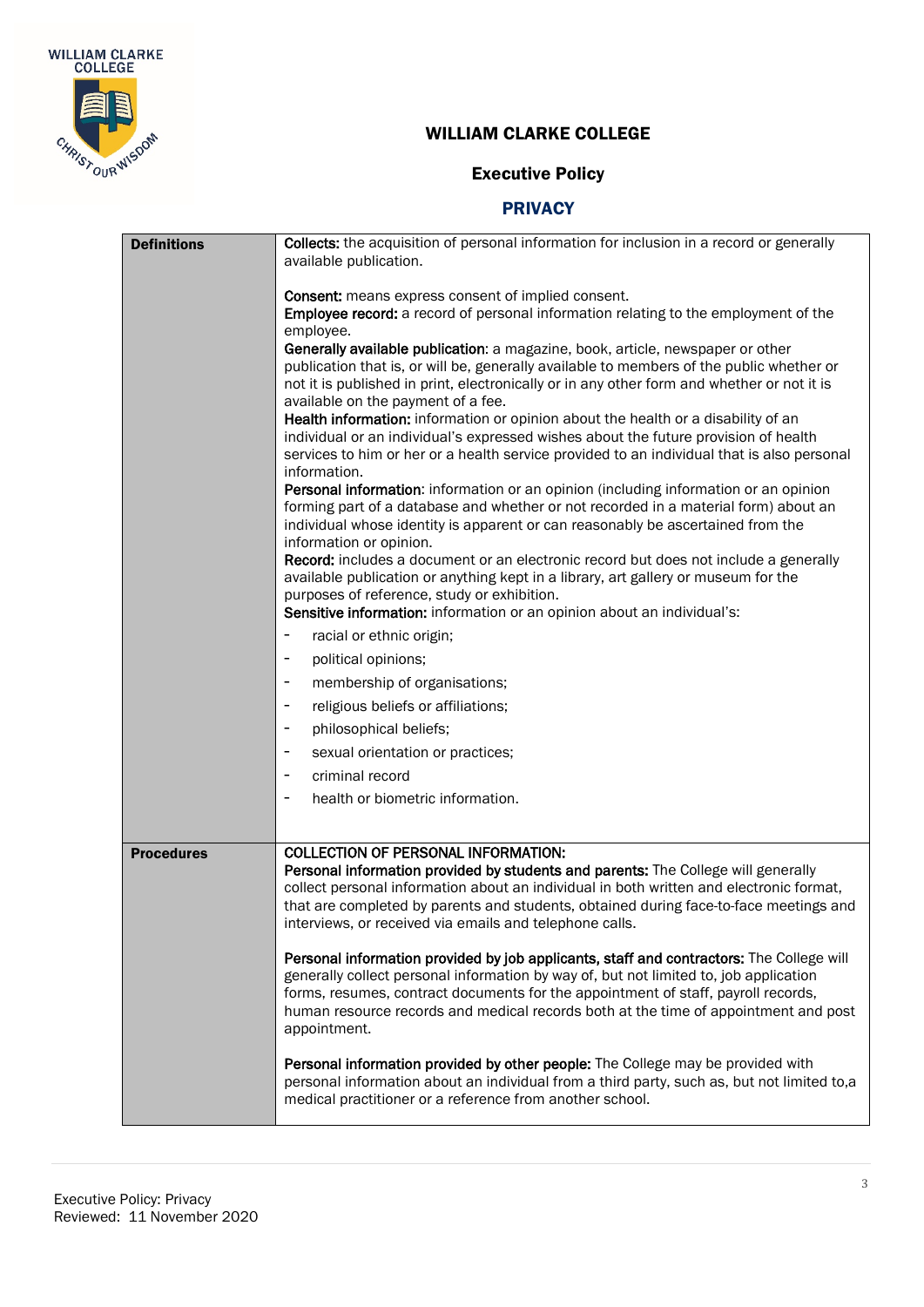# WILLIAM CLARKE COLLEGE

## Executive Policy

## PRIVACY

| | |
|---|---|
| **Definitions** | **Collects:** the acquisition of personal information for inclusion in a record or generally available publication.<br><br>**Consent:** means express consent of implied consent.<br>**Employee record:** a record of personal information relating to the employment of the employee.<br>**Generally available publication**: a magazine, book, article, newspaper or other publication that is, or will be, generally available to members of the public whether or not it is published in print, electronically or in any other form and whether or not it is available on the payment of a fee.<br>**Health information:** information or opinion about the health or a disability of an individual or an individual's expressed wishes about the future provision of health services to him or her or a health service provided to an individual that is also personal information.<br>**Personal information**: information or an opinion (including information or an opinion forming part of a database and whether or not recorded in a material form) about an individual whose identity is apparent or can reasonably be ascertained from the information or opinion.<br>**Record:** includes a document or an electronic record but does not include a generally available publication or anything kept in a library, art gallery or museum for the purposes of reference, study or exhibition.<br>**Sensitive information:** information or an opinion about an individual's:<br>- racial or ethnic origin;<br>- political opinions;<br>- membership of organisations;<br>- religious beliefs or affiliations;<br>- philosophical beliefs;<br>- sexual orientation or practices;<br>- criminal record<br>- health or biometric information. |
| **Procedures** | **COLLECTION OF PERSONAL INFORMATION:**<br>**Personal information provided by students and parents:** The College will generally collect personal information about an individual in both written and electronic format, that are completed by parents and students, obtained during face-to-face meetings and interviews, or received via emails and telephone calls.<br><br>**Personal information provided by job applicants, staff and contractors:** The College will generally collect personal information by way of, but not limited to, job application forms, resumes, contract documents for the appointment of staff, payroll records, human resource records and medical records both at the time of appointment and post appointment.<br><br>**Personal information provided by other people:** The College may be provided with personal information about an individual from a third party, such as, but not limited to,a medical practitioner or a reference from another school. |

Executive Policy: Privacy
Reviewed: 11 November 2020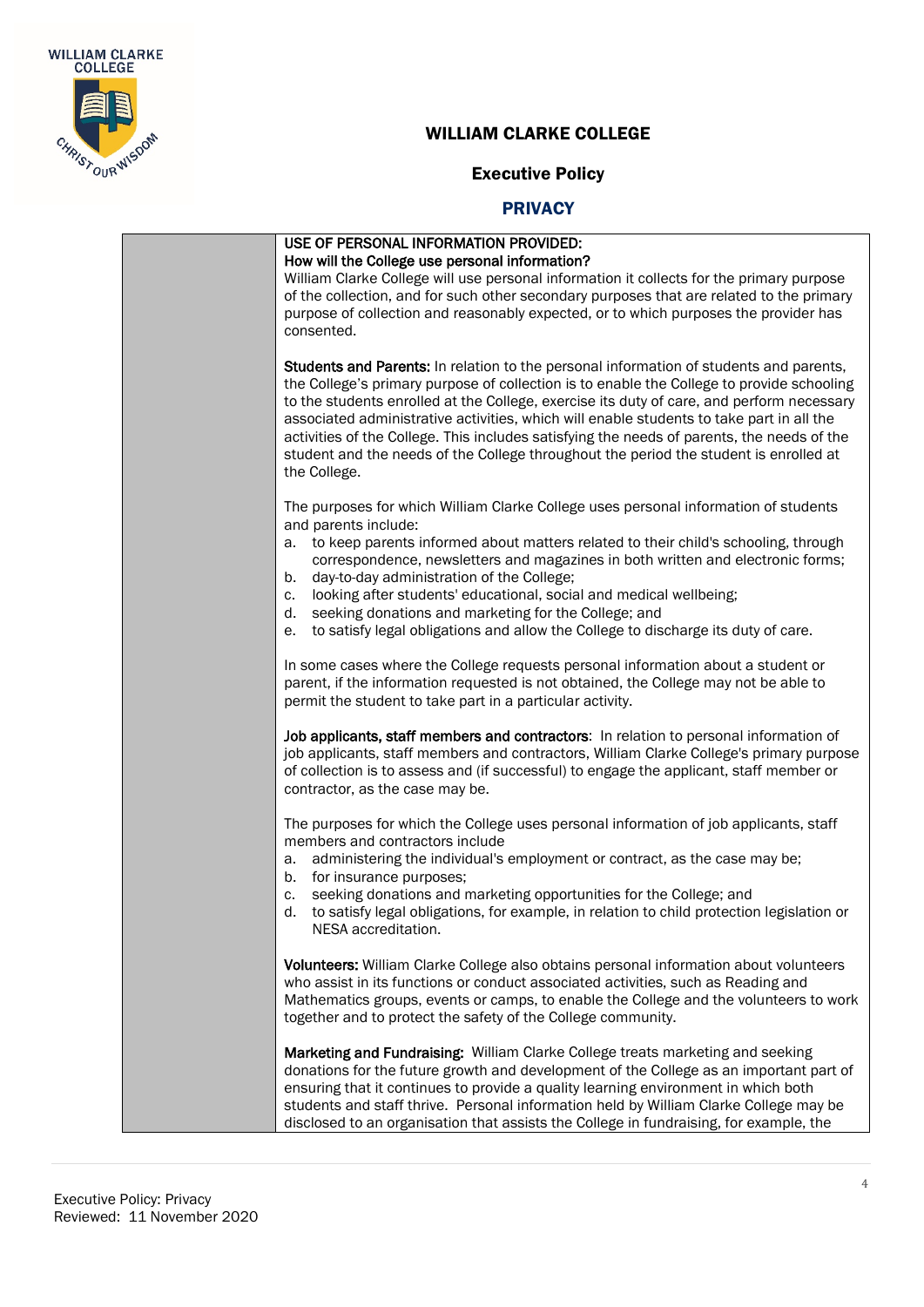**USE OF PERSONAL INFORMATION PROVIDED:**
**How will the College use personal information?**
William Clarke College will use personal information it collects for the primary purpose of the collection, and for such other secondary purposes that are related to the primary purpose of collection and reasonably expected, or to which purposes the provider has consented.

**Students and Parents:** In relation to the personal information of students and parents, the College's primary purpose of collection is to enable the College to provide schooling to the students enrolled at the College, exercise its duty of care, and perform necessary associated administrative activities, which will enable students to take part in all the activities of the College. This includes satisfying the needs of parents, the needs of the student and the needs of the College throughout the period the student is enrolled at the College.

The purposes for which William Clarke College uses personal information of students and parents include:

a. to keep parents informed about matters related to their child's schooling, through correspondence, newsletters and magazines in both written and electronic forms;
b. day-to-day administration of the College;
c. looking after students' educational, social and medical wellbeing;
d. seeking donations and marketing for the College; and
e. to satisfy legal obligations and allow the College to discharge its duty of care.

In some cases where the College requests personal information about a student or parent, if the information requested is not obtained, the College may not be able to permit the student to take part in a particular activity.

**Job applicants, staff members and contractors**: In relation to personal information of job applicants, staff members and contractors, William Clarke College's primary purpose of collection is to assess and (if successful) to engage the applicant, staff member or contractor, as the case may be.

The purposes for which the College uses personal information of job applicants, staff members and contractors include

a. administering the individual's employment or contract, as the case may be;
b. for insurance purposes;
c. seeking donations and marketing opportunities for the College; and
d. to satisfy legal obligations, for example, in relation to child protection legislation or NESA accreditation.

**Volunteers:** William Clarke College also obtains personal information about volunteers who assist in its functions or conduct associated activities, such as Reading and Mathematics groups, events or camps, to enable the College and the volunteers to work together and to protect the safety of the College community.

**Marketing and Fundraising:** William Clarke College treats marketing and seeking donations for the future growth and development of the College as an important part of ensuring that it continues to provide a quality learning environment in which both students and staff thrive. Personal information held by William Clarke College may be disclosed to an organisation that assists the College in fundraising, for example, the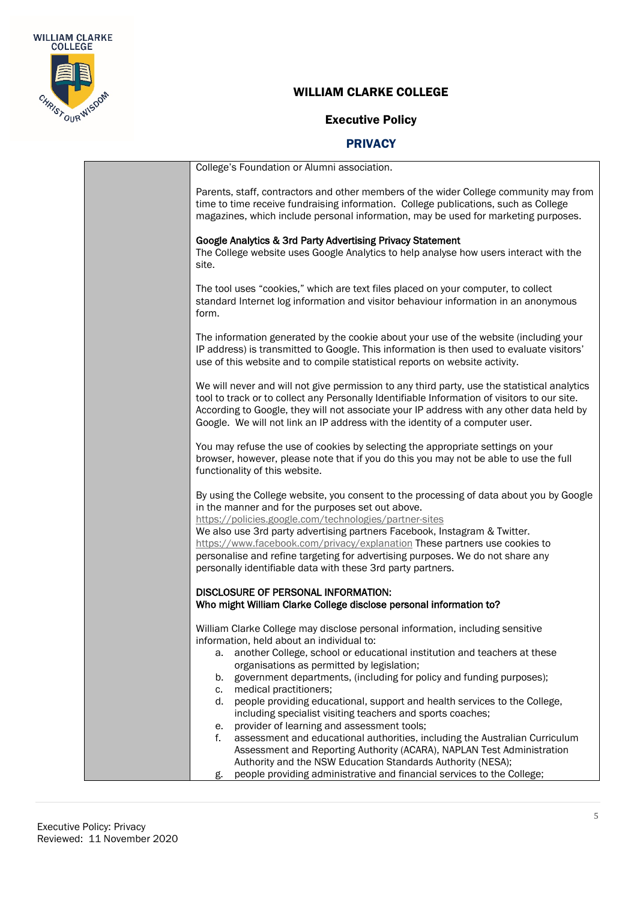College's Foundation or Alumni association.

Parents, staff, contractors and other members of the wider College community may from time to time receive fundraising information. College publications, such as College magazines, which include personal information, may be used for marketing purposes.

**Google Analytics & 3rd Party Advertising Privacy Statement**
The College website uses Google Analytics to help analyse how users interact with the site.

The tool uses "cookies," which are text files placed on your computer, to collect standard Internet log information and visitor behaviour information in an anonymous form.

The information generated by the cookie about your use of the website (including your IP address) is transmitted to Google. This information is then used to evaluate visitors' use of this website and to compile statistical reports on website activity.

We will never and will not give permission to any third party, use the statistical analytics tool to track or to collect any Personally Identifiable Information of visitors to our site. According to Google, they will not associate your IP address with any other data held by Google. We will not link an IP address with the identity of a computer user.

You may refuse the use of cookies by selecting the appropriate settings on your browser, however, please note that if you do this you may not be able to use the full functionality of this website.

By using the College website, you consent to the processing of data about you by Google in the manner and for the purposes set out above.
https://policies.google.com/technologies/partner-sites
We also use 3rd party advertising partners Facebook, Instagram & Twitter.
https://www.facebook.com/privacy/explanation These partners use cookies to personalise and refine targeting for advertising purposes. We do not share any personally identifiable data with these 3rd party partners.

**DISCLOSURE OF PERSONAL INFORMATION:**
**Who might William Clarke College disclose personal information to?**

William Clarke College may disclose personal information, including sensitive information, held about an individual to:

a. another College, school or educational institution and teachers at these organisations as permitted by legislation;
b. government departments, (including for policy and funding purposes);
c. medical practitioners;
d. people providing educational, support and health services to the College, including specialist visiting teachers and sports coaches;
e. provider of learning and assessment tools;
f. assessment and educational authorities, including the Australian Curriculum Assessment and Reporting Authority (ACARA), NAPLAN Test Administration Authority and the NSW Education Standards Authority (NESA);
g. people providing administrative and financial services to the College;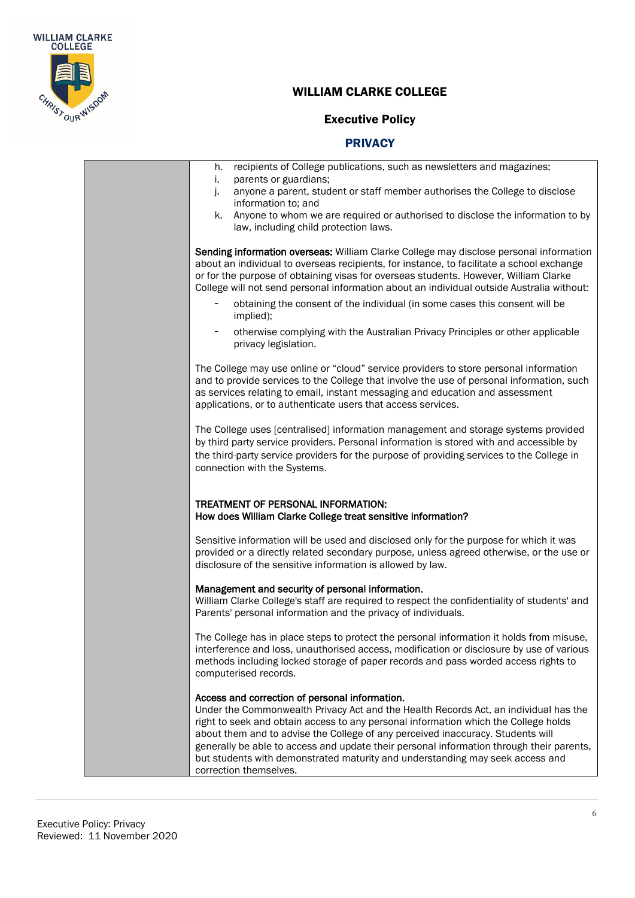h. recipients of College publications, such as newsletters and magazines;
i. parents or guardians;
j. anyone a parent, student or staff member authorises the College to disclose information to; and
k. Anyone to whom we are required or authorised to disclose the information to by law, including child protection laws.

**Sending information overseas:** William Clarke College may disclose personal information about an individual to overseas recipients, for instance, to facilitate a school exchange or for the purpose of obtaining visas for overseas students. However, William Clarke College will not send personal information about an individual outside Australia without:

- obtaining the consent of the individual (in some cases this consent will be implied);
- otherwise complying with the Australian Privacy Principles or other applicable privacy legislation.

The College may use online or "cloud" service providers to store personal information and to provide services to the College that involve the use of personal information, such as services relating to email, instant messaging and education and assessment applications, or to authenticate users that access services.

The College uses [centralised] information management and storage systems provided by third party service providers. Personal information is stored with and accessible by the third-party service providers for the purpose of providing services to the College in connection with the Systems.

**TREATMENT OF PERSONAL INFORMATION:**
**How does William Clarke College treat sensitive information?**

Sensitive information will be used and disclosed only for the purpose for which it was provided or a directly related secondary purpose, unless agreed otherwise, or the use or disclosure of the sensitive information is allowed by law.

**Management and security of personal information.**
William Clarke College's staff are required to respect the confidentiality of students' and Parents' personal information and the privacy of individuals.

The College has in place steps to protect the personal information it holds from misuse, interference and loss, unauthorised access, modification or disclosure by use of various methods including locked storage of paper records and pass worded access rights to computerised records.

**Access and correction of personal information.**
Under the Commonwealth Privacy Act and the Health Records Act, an individual has the right to seek and obtain access to any personal information which the College holds about them and to advise the College of any perceived inaccuracy. Students will generally be able to access and update their personal information through their parents, but students with demonstrated maturity and understanding may seek access and correction themselves.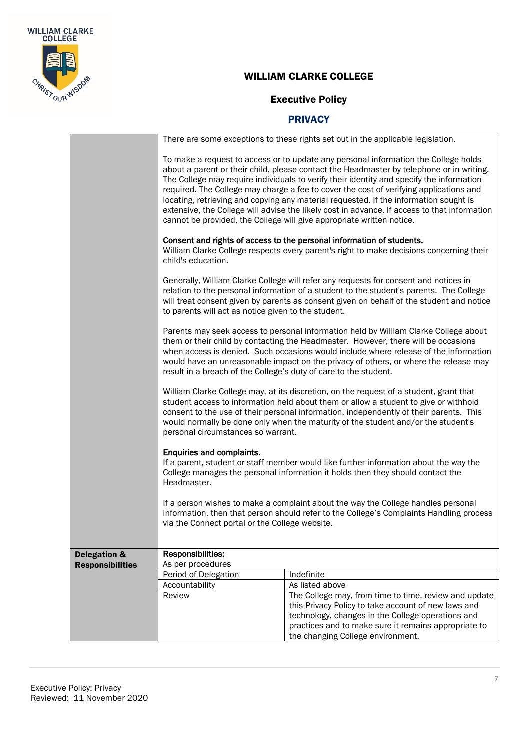There are some exceptions to these rights set out in the applicable legislation.

To make a request to access or to update any personal information the College holds about a parent or their child, please contact the Headmaster by telephone or in writing. The College may require individuals to verify their identity and specify the information required. The College may charge a fee to cover the cost of verifying applications and locating, retrieving and copying any material requested. If the information sought is extensive, the College will advise the likely cost in advance. If access to that information cannot be provided, the College will give appropriate written notice.

**Consent and rights of access to the personal information of students.**

William Clarke College respects every parent's right to make decisions concerning their child's education.

Generally, William Clarke College will refer any requests for consent and notices in relation to the personal information of a student to the student's parents. The College will treat consent given by parents as consent given on behalf of the student and notice to parents will act as notice given to the student.

Parents may seek access to personal information held by William Clarke College about them or their child by contacting the Headmaster. However, there will be occasions when access is denied. Such occasions would include where release of the information would have an unreasonable impact on the privacy of others, or where the release may result in a breach of the College's duty of care to the student.

William Clarke College may, at its discretion, on the request of a student, grant that student access to information held about them or allow a student to give or withhold consent to the use of their personal information, independently of their parents. This would normally be done only when the maturity of the student and/or the student's personal circumstances so warrant.

**Enquiries and complaints.**

If a parent, student or staff member would like further information about the way the College manages the personal information it holds then they should contact the Headmaster.

If a person wishes to make a complaint about the way the College handles personal information, then that person should refer to the College's Complaints Handling process via the Connect portal or the College website.

| **Delegation & Responsibilities** | **Responsibilities:** As per procedures | |
|---|---|---|
| | Period of Delegation | Indefinite |
| | Accountability | As listed above |
| | Review | The College may, from time to time, review and update this Privacy Policy to take account of new laws and technology, changes in the College operations and practices and to make sure it remains appropriate to the changing College environment. |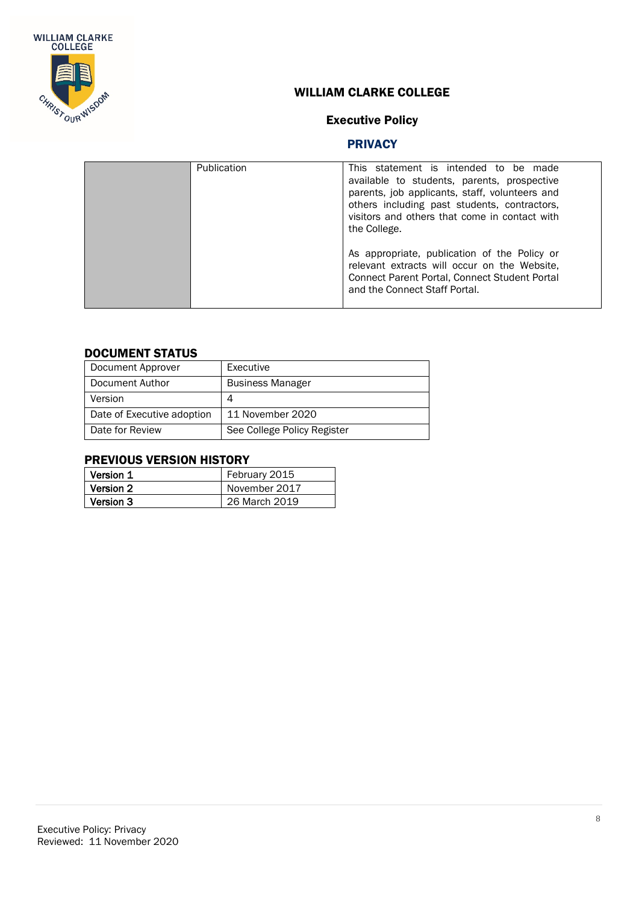| | | |
|---|---|---|
| | Publication | This statement is intended to be made available to students, parents, prospective parents, job applicants, staff, volunteers and others including past students, contractors, visitors and others that come in contact with the College.<br><br>As appropriate, publication of the Policy or relevant extracts will occur on the Website, Connect Parent Portal, Connect Student Portal and the Connect Staff Portal. |

## DOCUMENT STATUS

| | |
|---|---|
| Document Approver | Executive |
| Document Author | Business Manager |
| Version | 4 |
| Date of Executive adoption | 11 November 2020 |
| Date for Review | See College Policy Register |

## PREVIOUS VERSION HISTORY

| | |
|---|---|
| **Version 1** | February 2015 |
| **Version 2** | November 2017 |
| **Version 3** | 26 March 2019 |